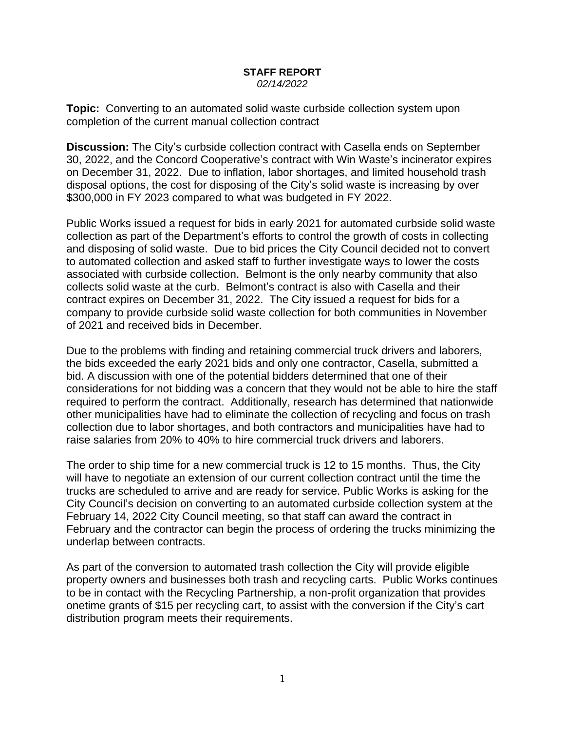**STAFF REPORT**
*02/14/2022*

**Topic:** Converting to an automated solid waste curbside collection system upon completion of the current manual collection contract

**Discussion:** The City's curbside collection contract with Casella ends on September 30, 2022, and the Concord Cooperative's contract with Win Waste's incinerator expires on December 31, 2022. Due to inflation, labor shortages, and limited household trash disposal options, the cost for disposing of the City's solid waste is increasing by over $300,000 in FY 2023 compared to what was budgeted in FY 2022.

Public Works issued a request for bids in early 2021 for automated curbside solid waste collection as part of the Department's efforts to control the growth of costs in collecting and disposing of solid waste. Due to bid prices the City Council decided not to convert to automated collection and asked staff to further investigate ways to lower the costs associated with curbside collection. Belmont is the only nearby community that also collects solid waste at the curb. Belmont's contract is also with Casella and their contract expires on December 31, 2022. The City issued a request for bids for a company to provide curbside solid waste collection for both communities in November of 2021 and received bids in December.

Due to the problems with finding and retaining commercial truck drivers and laborers, the bids exceeded the early 2021 bids and only one contractor, Casella, submitted a bid. A discussion with one of the potential bidders determined that one of their considerations for not bidding was a concern that they would not be able to hire the staff required to perform the contract. Additionally, research has determined that nationwide other municipalities have had to eliminate the collection of recycling and focus on trash collection due to labor shortages, and both contractors and municipalities have had to raise salaries from 20% to 40% to hire commercial truck drivers and laborers.

The order to ship time for a new commercial truck is 12 to 15 months. Thus, the City will have to negotiate an extension of our current collection contract until the time the trucks are scheduled to arrive and are ready for service. Public Works is asking for the City Council's decision on converting to an automated curbside collection system at the February 14, 2022 City Council meeting, so that staff can award the contract in February and the contractor can begin the process of ordering the trucks minimizing the underlap between contracts.

As part of the conversion to automated trash collection the City will provide eligible property owners and businesses both trash and recycling carts. Public Works continues to be in contact with the Recycling Partnership, a non-profit organization that provides onetime grants of $15 per recycling cart, to assist with the conversion if the City's cart distribution program meets their requirements.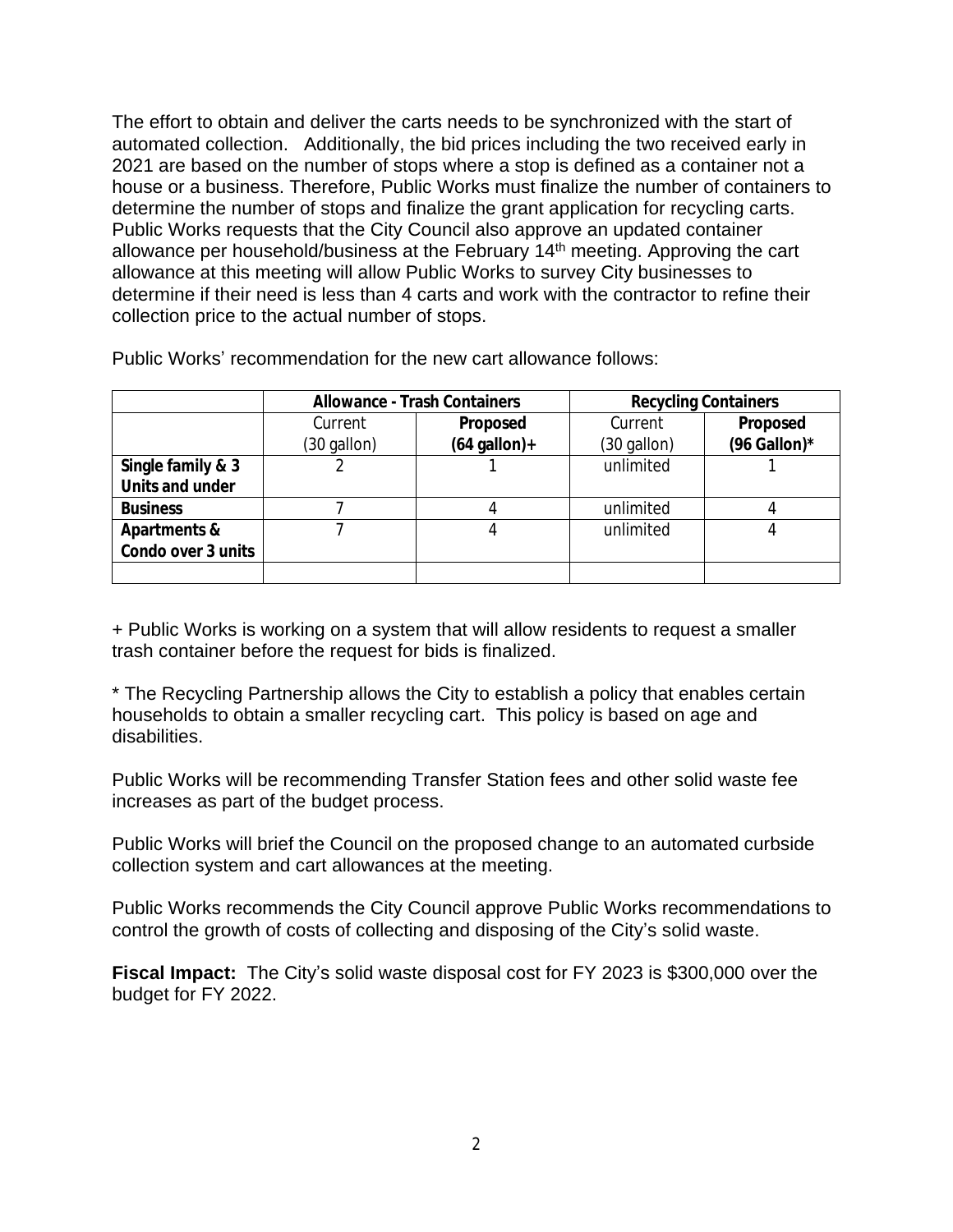The effort to obtain and deliver the carts needs to be synchronized with the start of automated collection. Additionally, the bid prices including the two received early in 2021 are based on the number of stops where a stop is defined as a container not a house or a business. Therefore, Public Works must finalize the number of containers to determine the number of stops and finalize the grant application for recycling carts. Public Works requests that the City Council also approve an updated container allowance per household/business at the February 14th meeting. Approving the cart allowance at this meeting will allow Public Works to survey City businesses to determine if their need is less than 4 carts and work with the contractor to refine their collection price to the actual number of stops.

Public Works' recommendation for the new cart allowance follows:

| | **Allowance - Trash Containers** | | **Recycling Containers** | |
|---|---|---|---|---|
| | Current (30 gallon) | **Proposed (64 gallon)+** | Current (30 gallon) | **Proposed (96 Gallon)*** |
| **Single family & 3 Units and under** | 2 | 1 | unlimited | 1 |
| **Business** | 7 | 4 | unlimited | 4 |
| **Apartments & Condo over 3 units** | 7 | 4 | unlimited | 4 |
| | | | | |

+ Public Works is working on a system that will allow residents to request a smaller trash container before the request for bids is finalized.

* The Recycling Partnership allows the City to establish a policy that enables certain households to obtain a smaller recycling cart. This policy is based on age and disabilities.

Public Works will be recommending Transfer Station fees and other solid waste fee increases as part of the budget process.

Public Works will brief the Council on the proposed change to an automated curbside collection system and cart allowances at the meeting.

Public Works recommends the City Council approve Public Works recommendations to control the growth of costs of collecting and disposing of the City's solid waste.

**Fiscal Impact:** The City's solid waste disposal cost for FY 2023 is $300,000 over the budget for FY 2022.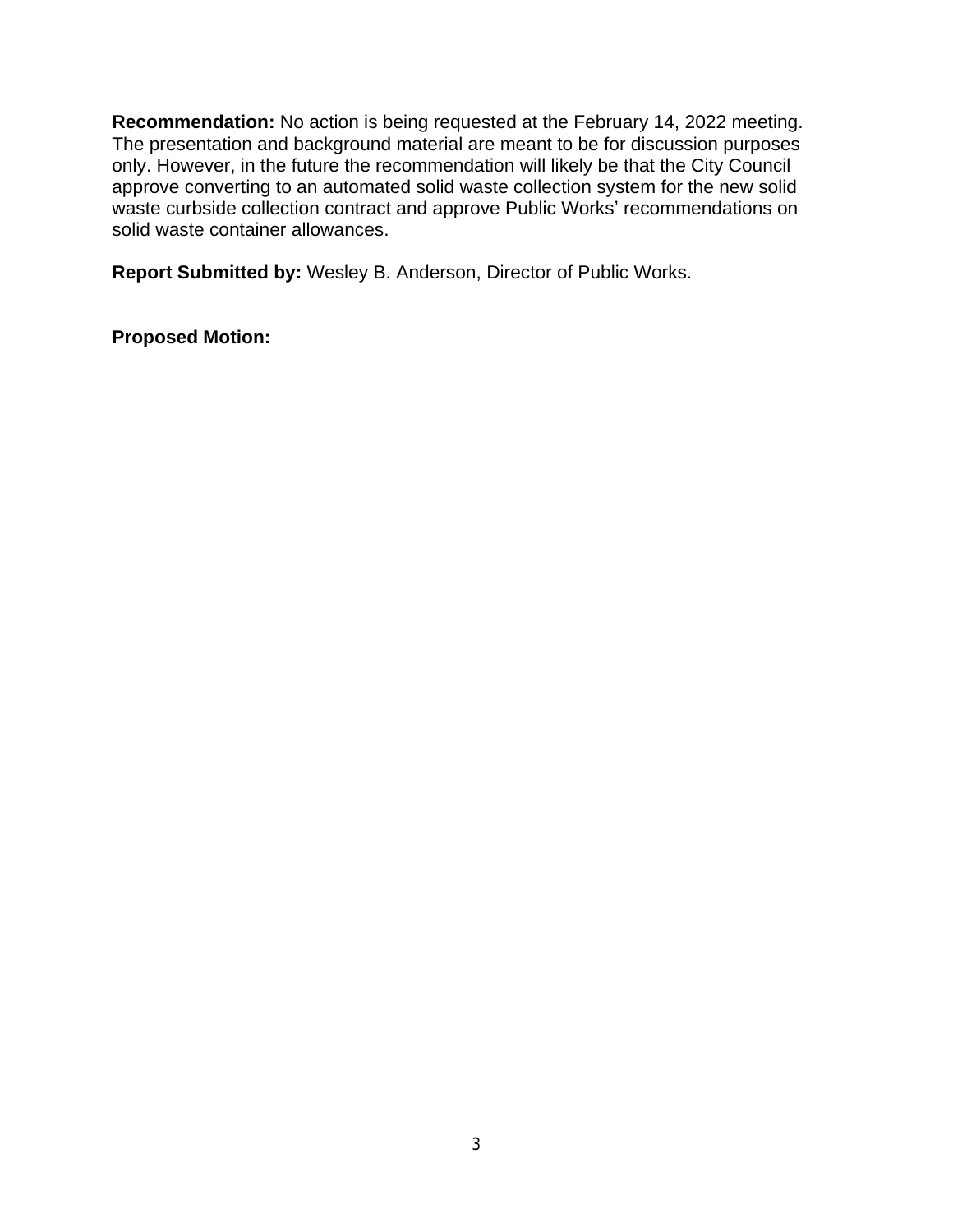**Recommendation:** No action is being requested at the February 14, 2022 meeting. The presentation and background material are meant to be for discussion purposes only. However, in the future the recommendation will likely be that the City Council approve converting to an automated solid waste collection system for the new solid waste curbside collection contract and approve Public Works' recommendations on solid waste container allowances.

**Report Submitted by:** Wesley B. Anderson, Director of Public Works.

**Proposed Motion:**